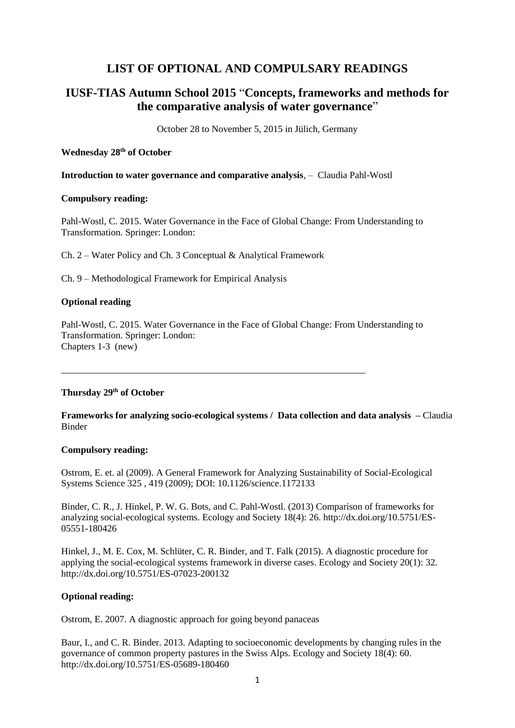# LIST OF OPTIONAL AND COMPULSARY READINGS

## IUSF-TIAS Autumn School 2015 "Concepts, frameworks and methods for the comparative analysis of water governance"

October 28 to November 5, 2015 in Jülich, Germany

**Wednesday 28th of October**

**Introduction to water governance and comparative analysis**, – Claudia Pahl-Wostl

**Compulsory reading:**

Pahl-Wostl, C. 2015. Water Governance in the Face of Global Change: From Understanding to Transformation. Springer: London:

Ch. 2 – Water Policy and Ch. 3 Conceptual & Analytical Framework

Ch. 9 – Methodological Framework for Empirical Analysis

**Optional reading**

Pahl-Wostl, C. 2015. Water Governance in the Face of Global Change: From Understanding to Transformation. Springer: London:
Chapters 1-3 (new)

---

**Thursday 29th of October**

**Frameworks for analyzing socio-ecological systems / Data collection and data analysis –** Claudia Binder

**Compulsory reading:**

Ostrom, E. et. al (2009). A General Framework for Analyzing Sustainability of Social-Ecological Systems Science 325 , 419 (2009); DOI: 10.1126/science.1172133

Binder, C. R., J. Hinkel, P. W. G. Bots, and C. Pahl-Wostl. (2013) Comparison of frameworks for analyzing social-ecological systems. Ecology and Society 18(4): 26. http://dx.doi.org/10.5751/ES-05551-180426

Hinkel, J., M. E. Cox, M. Schlüter, C. R. Binder, and T. Falk (2015). A diagnostic procedure for applying the social-ecological systems framework in diverse cases. Ecology and Society 20(1): 32. http://dx.doi.org/10.5751/ES-07023-200132

**Optional reading:**

Ostrom, E. 2007. A diagnostic approach for going beyond panaceas

Baur, I., and C. R. Binder. 2013. Adapting to socioeconomic developments by changing rules in the governance of common property pastures in the Swiss Alps. Ecology and Society 18(4): 60. http://dx.doi.org/10.5751/ES-05689-180460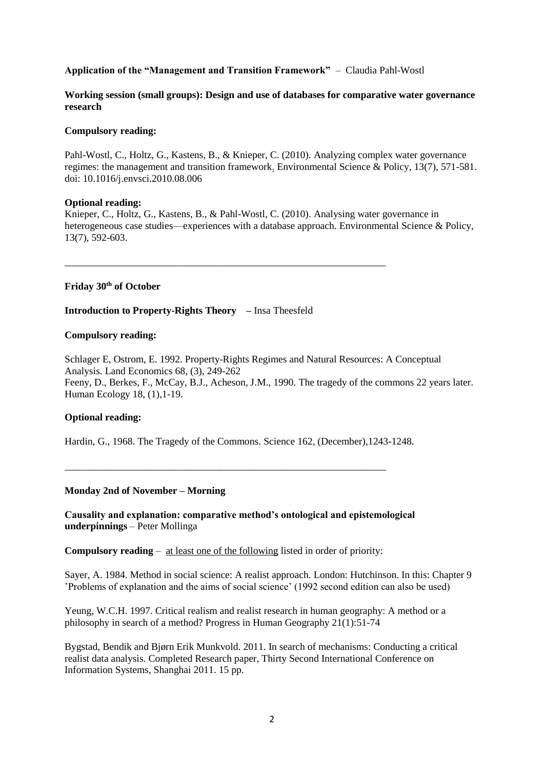**Application of the "Management and Transition Framework"** – Claudia Pahl-Wostl

**Working session (small groups): Design and use of databases for comparative water governance research**

**Compulsory reading:**

Pahl-Wostl, C., Holtz, G., Kastens, B., & Knieper, C. (2010). Analyzing complex water governance regimes: the management and transition framework. Environmental Science & Policy, 13(7), 571-581. doi: 10.1016/j.envsci.2010.08.006

**Optional reading:**
Knieper, C., Holtz, G., Kastens, B., & Pahl-Wostl, C. (2010). Analysing water governance in heterogeneous case studies—experiences with a database approach. Environmental Science & Policy, 13(7), 592-603.

---

**Friday 30th of October**

**Introduction to Property-Rights Theory –** Insa Theesfeld

**Compulsory reading:**

Schlager E, Ostrom, E. 1992. Property-Rights Regimes and Natural Resources: A Conceptual Analysis. Land Economics 68, (3), 249-262
Feeny, D., Berkes, F., McCay, B.J., Acheson, J.M., 1990. The tragedy of the commons 22 years later. Human Ecology 18, (1),1-19.

**Optional reading:**

Hardin, G., 1968. The Tragedy of the Commons. Science 162, (December),1243-1248.

---

**Monday 2nd of November – Morning**

**Causality and explanation: comparative method's ontological and epistemological underpinnings** – Peter Mollinga

**Compulsory reading** – at least one of the following listed in order of priority:

Sayer, A. 1984. Method in social science: A realist approach. London: Hutchinson. In this: Chapter 9 'Problems of explanation and the aims of social science' (1992 second edition can also be used)

Yeung, W.C.H. 1997. Critical realism and realist research in human geography: A method or a philosophy in search of a method? Progress in Human Geography 21(1):51-74

Bygstad, Bendik and Bjørn Erik Munkvold. 2011. In search of mechanisms: Conducting a critical realist data analysis. Completed Research paper, Thirty Second International Conference on Information Systems, Shanghai 2011. 15 pp.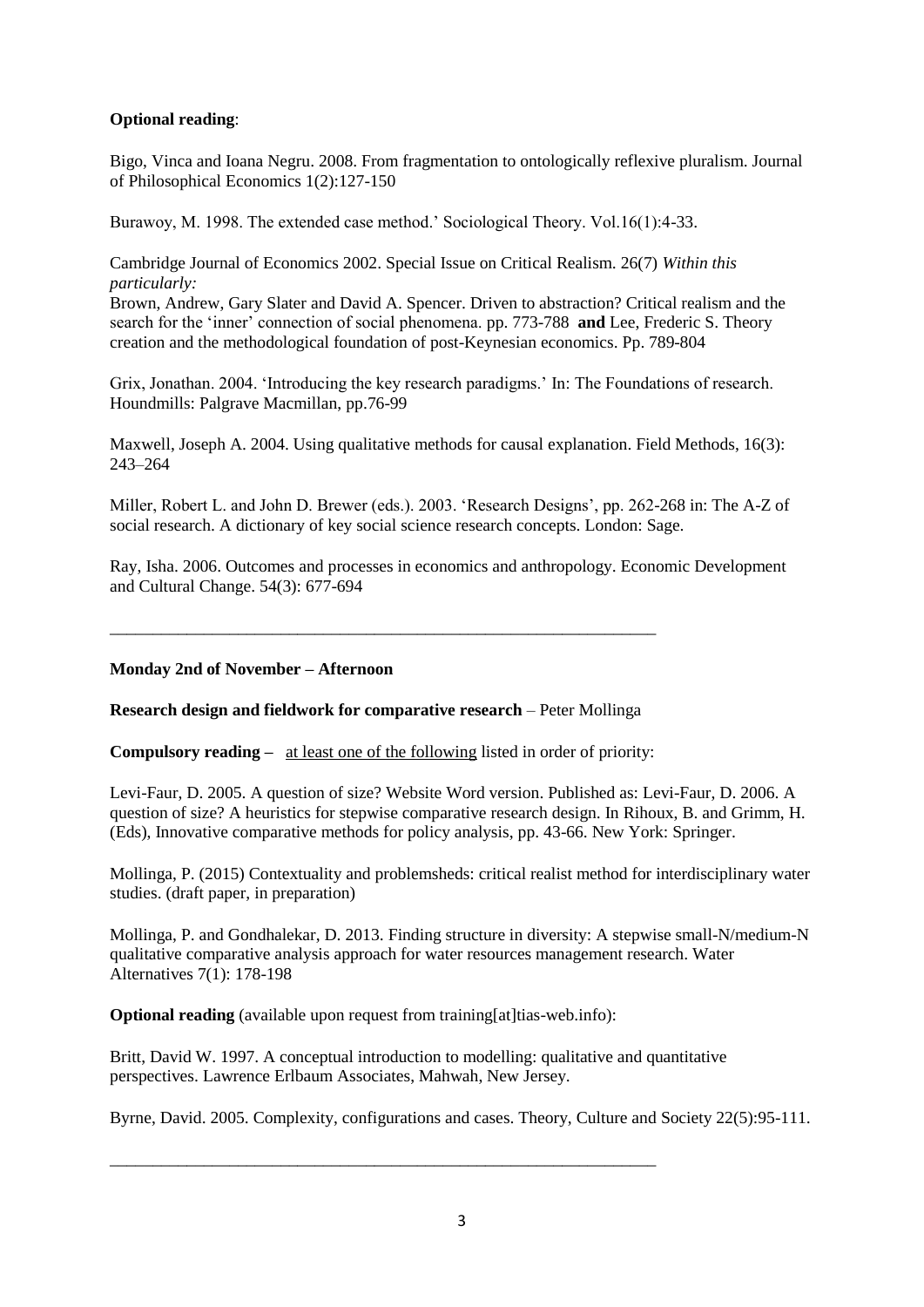**Optional reading**:

Bigo, Vinca and Ioana Negru. 2008. From fragmentation to ontologically reflexive pluralism. Journal of Philosophical Economics 1(2):127-150

Burawoy, M. 1998. The extended case method.' Sociological Theory. Vol.16(1):4-33.

Cambridge Journal of Economics 2002. Special Issue on Critical Realism. 26(7) *Within this particularly:*
Brown, Andrew, Gary Slater and David A. Spencer. Driven to abstraction? Critical realism and the search for the 'inner' connection of social phenomena. pp. 773-788 **and** Lee, Frederic S. Theory creation and the methodological foundation of post-Keynesian economics. Pp. 789-804

Grix, Jonathan. 2004. 'Introducing the key research paradigms.' In: The Foundations of research. Houndmills: Palgrave Macmillan, pp.76-99

Maxwell, Joseph A. 2004. Using qualitative methods for causal explanation. Field Methods, 16(3): 243–264

Miller, Robert L. and John D. Brewer (eds.). 2003. 'Research Designs', pp. 262-268 in: The A-Z of social research. A dictionary of key social science research concepts. London: Sage.

Ray, Isha. 2006. Outcomes and processes in economics and anthropology. Economic Development and Cultural Change. 54(3): 677-694

---

**Monday 2nd of November – Afternoon**

**Research design and fieldwork for comparative research** – Peter Mollinga

**Compulsory reading –** at least one of the following listed in order of priority:

Levi-Faur, D. 2005. A question of size? Website Word version. Published as: Levi-Faur, D. 2006. A question of size? A heuristics for stepwise comparative research design. In Rihoux, B. and Grimm, H. (Eds), Innovative comparative methods for policy analysis, pp. 43-66. New York: Springer.

Mollinga, P. (2015) Contextuality and problemsheds: critical realist method for interdisciplinary water studies. (draft paper, in preparation)

Mollinga, P. and Gondhalekar, D. 2013. Finding structure in diversity: A stepwise small-N/medium-N qualitative comparative analysis approach for water resources management research. Water Alternatives 7(1): 178-198

**Optional reading** (available upon request from training[at]tias-web.info):

Britt, David W. 1997. A conceptual introduction to modelling: qualitative and quantitative perspectives. Lawrence Erlbaum Associates, Mahwah, New Jersey.

Byrne, David. 2005. Complexity, configurations and cases. Theory, Culture and Society 22(5):95-111.

---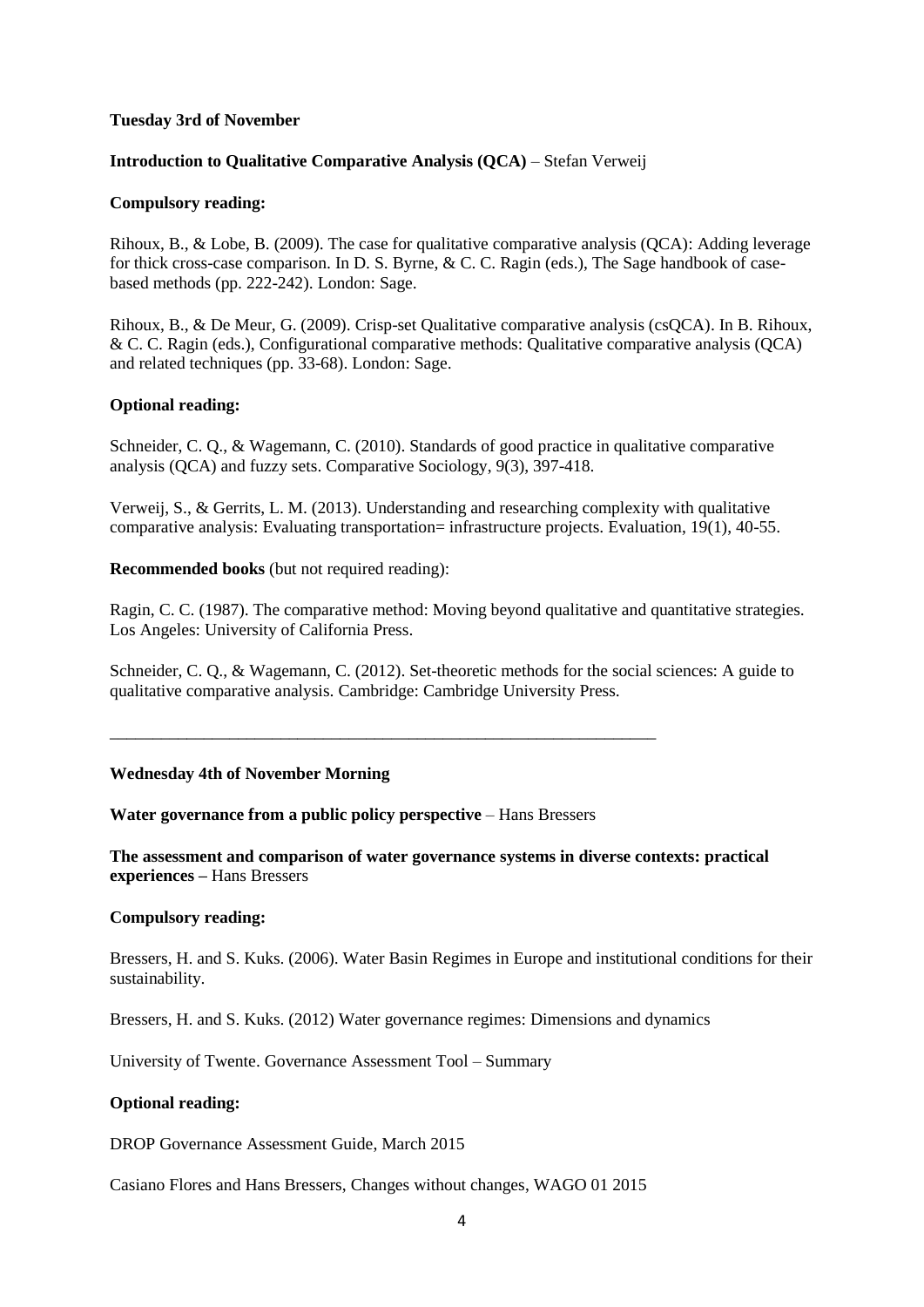**Tuesday 3rd of November**

**Introduction to Qualitative Comparative Analysis (QCA)** – Stefan Verweij

**Compulsory reading:**

Rihoux, B., & Lobe, B. (2009). The case for qualitative comparative analysis (QCA): Adding leverage for thick cross-case comparison. In D. S. Byrne, & C. C. Ragin (eds.), The Sage handbook of case-based methods (pp. 222-242). London: Sage.

Rihoux, B., & De Meur, G. (2009). Crisp-set Qualitative comparative analysis (csQCA). In B. Rihoux, & C. C. Ragin (eds.), Configurational comparative methods: Qualitative comparative analysis (QCA) and related techniques (pp. 33-68). London: Sage.

**Optional reading:**

Schneider, C. Q., & Wagemann, C. (2010). Standards of good practice in qualitative comparative analysis (QCA) and fuzzy sets. Comparative Sociology, 9(3), 397-418.

Verweij, S., & Gerrits, L. M. (2013). Understanding and researching complexity with qualitative comparative analysis: Evaluating transportation= infrastructure projects. Evaluation, 19(1), 40-55.

**Recommended books** (but not required reading):

Ragin, C. C. (1987). The comparative method: Moving beyond qualitative and quantitative strategies. Los Angeles: University of California Press.

Schneider, C. Q., & Wagemann, C. (2012). Set-theoretic methods for the social sciences: A guide to qualitative comparative analysis. Cambridge: Cambridge University Press.

---

**Wednesday 4th of November Morning**

**Water governance from a public policy perspective** – Hans Bressers

**The assessment and comparison of water governance systems in diverse contexts: practical experiences** – Hans Bressers

**Compulsory reading:**

Bressers, H. and S. Kuks. (2006). Water Basin Regimes in Europe and institutional conditions for their sustainability.

Bressers, H. and S. Kuks. (2012) Water governance regimes: Dimensions and dynamics

University of Twente. Governance Assessment Tool – Summary

**Optional reading:**

DROP Governance Assessment Guide, March 2015

Casiano Flores and Hans Bressers, Changes without changes, WAGO 01 2015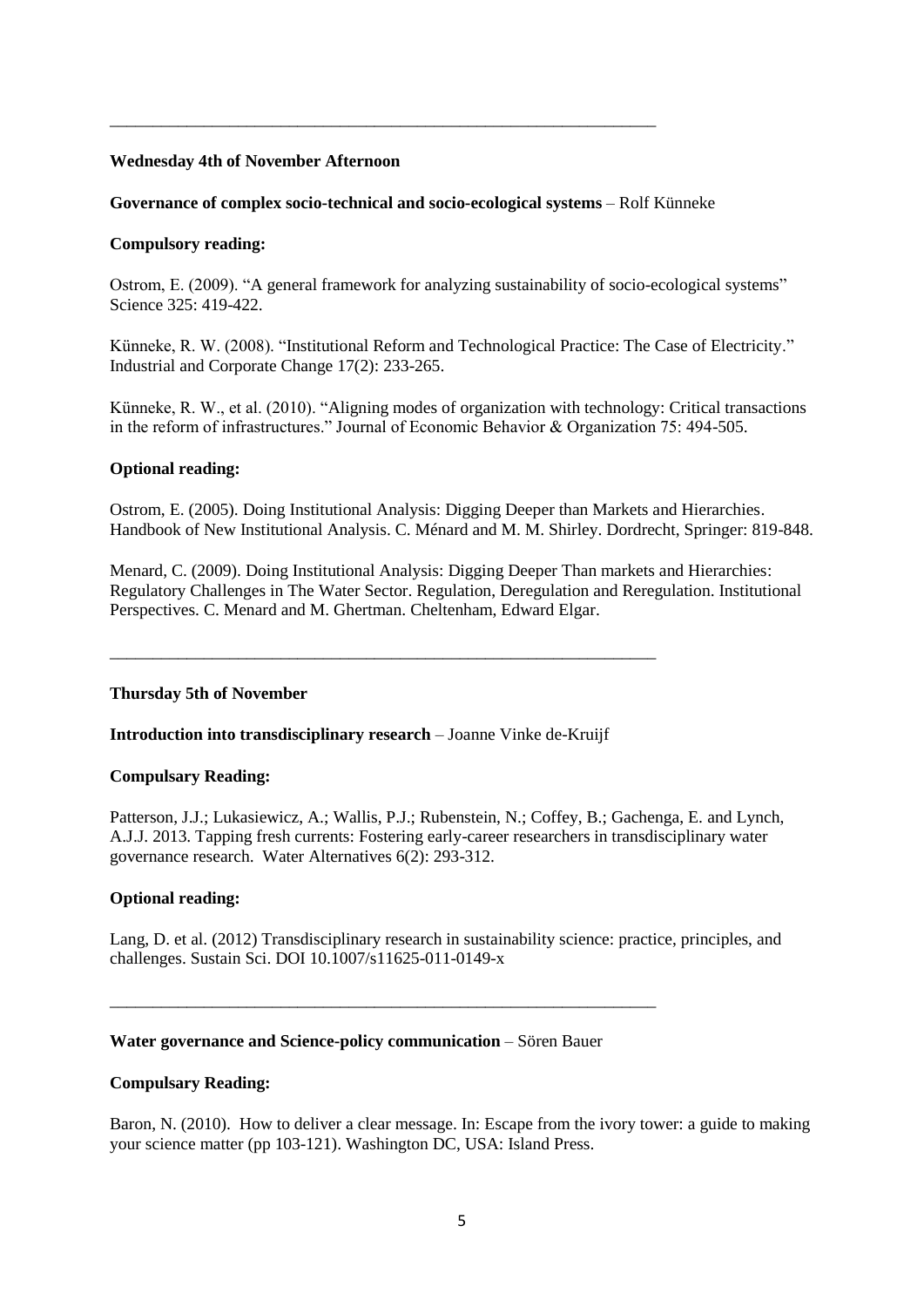---

**Wednesday 4th of November Afternoon**

**Governance of complex socio-technical and socio-ecological systems** – Rolf Künneke

**Compulsory reading:**

Ostrom, E. (2009). "A general framework for analyzing sustainability of socio-ecological systems" Science 325: 419-422.

Künneke, R. W. (2008). "Institutional Reform and Technological Practice: The Case of Electricity." Industrial and Corporate Change 17(2): 233-265.

Künneke, R. W., et al. (2010). "Aligning modes of organization with technology: Critical transactions in the reform of infrastructures." Journal of Economic Behavior & Organization 75: 494-505.

**Optional reading:**

Ostrom, E. (2005). Doing Institutional Analysis: Digging Deeper than Markets and Hierarchies. Handbook of New Institutional Analysis. C. Ménard and M. M. Shirley. Dordrecht, Springer: 819-848.

Menard, C. (2009). Doing Institutional Analysis: Digging Deeper Than markets and Hierarchies: Regulatory Challenges in The Water Sector. Regulation, Deregulation and Reregulation. Institutional Perspectives. C. Menard and M. Ghertman. Cheltenham, Edward Elgar.

---

**Thursday 5th of November**

**Introduction into transdisciplinary research** – Joanne Vinke de-Kruijf

**Compulsary Reading:**

Patterson, J.J.; Lukasiewicz, A.; Wallis, P.J.; Rubenstein, N.; Coffey, B.; Gachenga, E. and Lynch, A.J.J. 2013. Tapping fresh currents: Fostering early-career researchers in transdisciplinary water governance research. Water Alternatives 6(2): 293-312.

**Optional reading:**

Lang, D. et al. (2012) Transdisciplinary research in sustainability science: practice, principles, and challenges. Sustain Sci. DOI 10.1007/s11625-011-0149-x

---

**Water governance and Science-policy communication** – Sören Bauer

**Compulsary Reading:**

Baron, N. (2010). How to deliver a clear message. In: Escape from the ivory tower: a guide to making your science matter (pp 103-121). Washington DC, USA: Island Press.